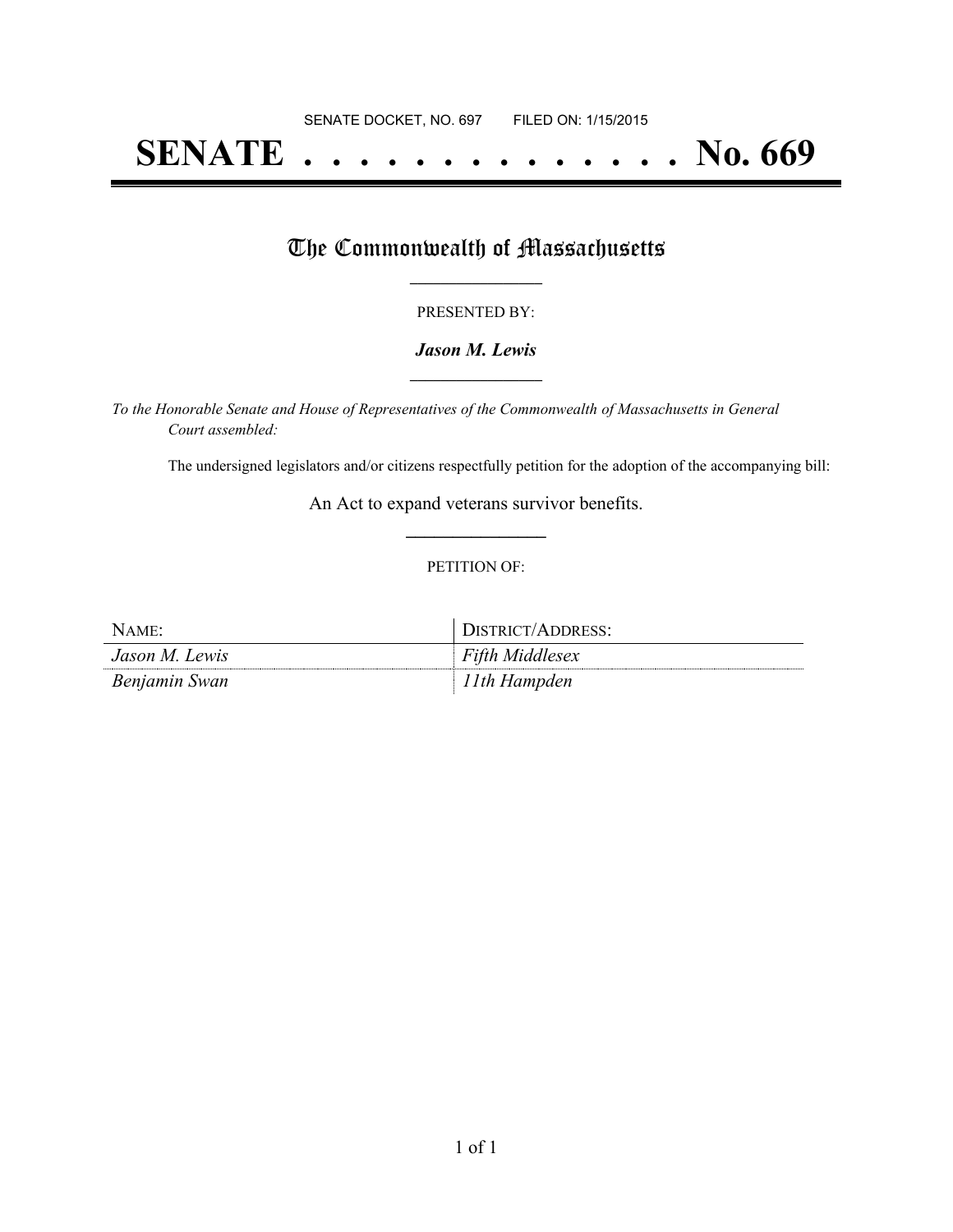SENATE DOCKET, NO. 697 FILED ON: 1/15/2015

# SENATE . . . . . . . . . . . . . . No. 669

## The Commonwealth of Massachusetts

PRESENTED BY:

***Jason M. Lewis***

*To the Honorable Senate and House of Representatives of the Commonwealth of Massachusetts in General Court assembled:*

The undersigned legislators and/or citizens respectfully petition for the adoption of the accompanying bill:

An Act to expand veterans survivor benefits.

PETITION OF:

| NAME: | DISTRICT/ADDRESS: |
| --- | --- |
| *Jason M. Lewis* | *Fifth Middlesex* |
| *Benjamin Swan* | *11th Hampden* |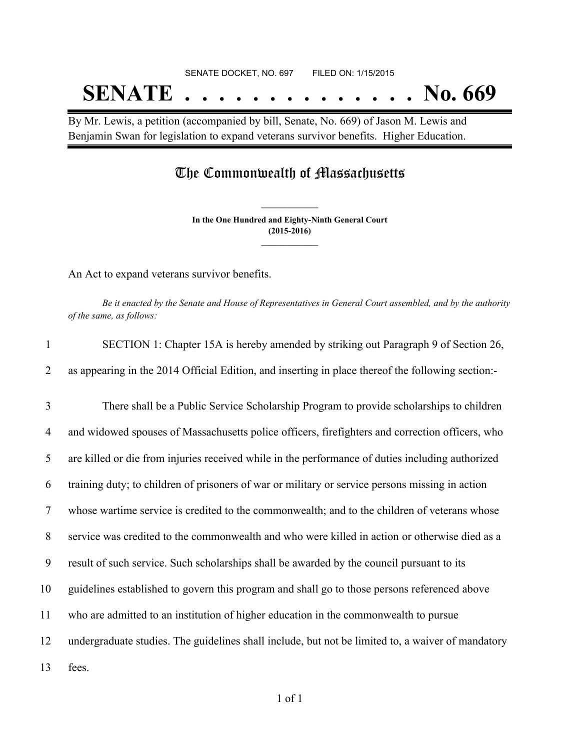SENATE DOCKET, NO. 697 FILED ON: 1/15/2015

# SENATE . . . . . . . . . . . . . . No. 669

By Mr. Lewis, a petition (accompanied by bill, Senate, No. 669) of Jason M. Lewis and Benjamin Swan for legislation to expand veterans survivor benefits. Higher Education.

## The Commonwealth of Massachusetts

**In the One Hundred and Eighty-Ninth General Court**
**(2015-2016)**

An Act to expand veterans survivor benefits.

*Be it enacted by the Senate and House of Representatives in General Court assembled, and by the authority of the same, as follows:*

1 SECTION 1: Chapter 15A is hereby amended by striking out Paragraph 9 of Section 26,
2 as appearing in the 2014 Official Edition, and inserting in place thereof the following section:-

3 There shall be a Public Service Scholarship Program to provide scholarships to children
4 and widowed spouses of Massachusetts police officers, firefighters and correction officers, who
5 are killed or die from injuries received while in the performance of duties including authorized
6 training duty; to children of prisoners of war or military or service persons missing in action
7 whose wartime service is credited to the commonwealth; and to the children of veterans whose
8 service was credited to the commonwealth and who were killed in action or otherwise died as a
9 result of such service. Such scholarships shall be awarded by the council pursuant to its
10 guidelines established to govern this program and shall go to those persons referenced above
11 who are admitted to an institution of higher education in the commonwealth to pursue
12 undergraduate studies. The guidelines shall include, but not be limited to, a waiver of mandatory
13 fees.